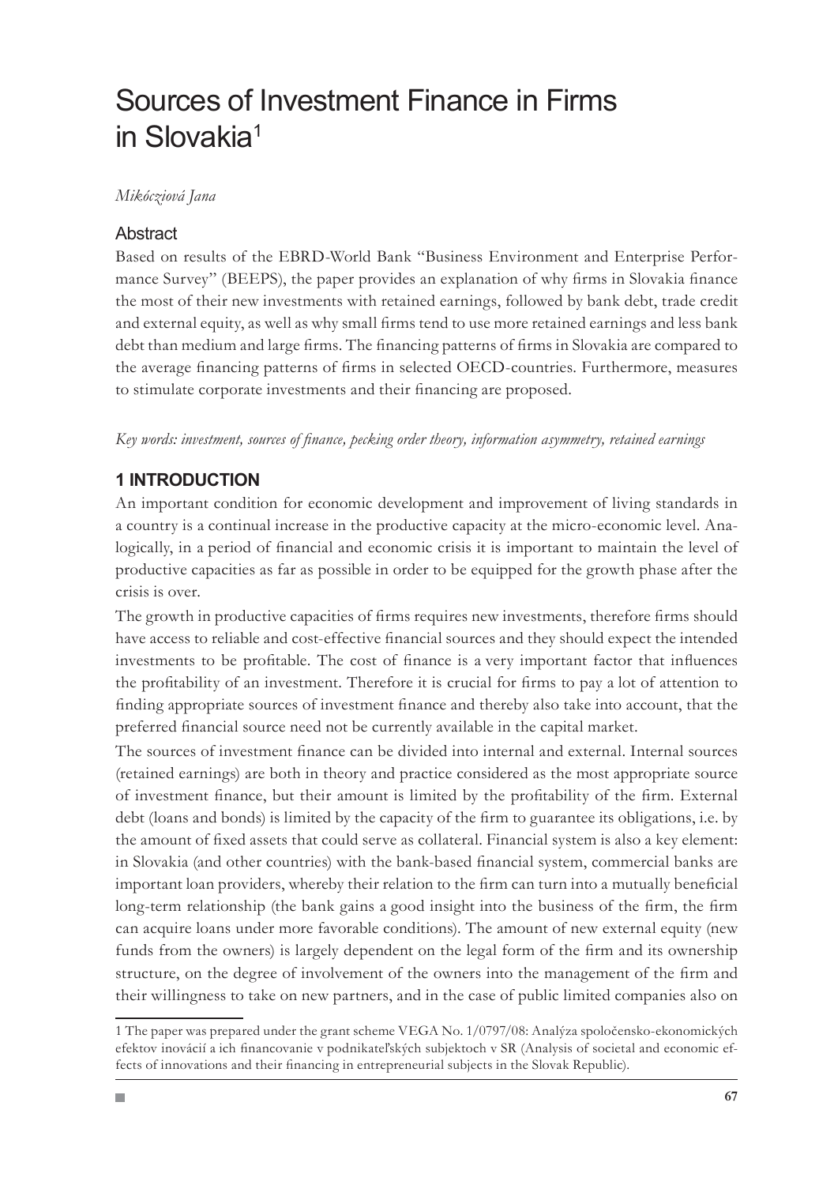# Sources of Investment Finance in Firms in Slovakia[1]

*Mikócziová Jana*

## Abstract

Based on results of the EBRD-World Bank "Business Environment and Enterprise Performance Survey" (BEEPS), the paper provides an explanation of why firms in Slovakia finance the most of their new investments with retained earnings, followed by bank debt, trade credit and external equity, as well as why small firms tend to use more retained earnings and less bank debt than medium and large firms. The financing patterns of firms in Slovakia are compared to the average financing patterns of firms in selected OECD-countries. Furthermore, measures to stimulate corporate investments and their financing are proposed.

*Key words: investment, sources of finance, pecking order theory, information asymmetry, retained earnings*

## 1 INTRODUCTION

An important condition for economic development and improvement of living standards in a country is a continual increase in the productive capacity at the micro-economic level. Analogically, in a period of financial and economic crisis it is important to maintain the level of productive capacities as far as possible in order to be equipped for the growth phase after the crisis is over.

The growth in productive capacities of firms requires new investments, therefore firms should have access to reliable and cost-effective financial sources and they should expect the intended investments to be profitable. The cost of finance is a very important factor that influences the profitability of an investment. Therefore it is crucial for firms to pay a lot of attention to finding appropriate sources of investment finance and thereby also take into account, that the preferred financial source need not be currently available in the capital market.

The sources of investment finance can be divided into internal and external. Internal sources (retained earnings) are both in theory and practice considered as the most appropriate source of investment finance, but their amount is limited by the profitability of the firm. External debt (loans and bonds) is limited by the capacity of the firm to guarantee its obligations, i.e. by the amount of fixed assets that could serve as collateral. Financial system is also a key element: in Slovakia (and other countries) with the bank-based financial system, commercial banks are important loan providers, whereby their relation to the firm can turn into a mutually beneficial long-term relationship (the bank gains a good insight into the business of the firm, the firm can acquire loans under more favorable conditions). The amount of new external equity (new funds from the owners) is largely dependent on the legal form of the firm and its ownership structure, on the degree of involvement of the owners into the management of the firm and their willingness to take on new partners, and in the case of public limited companies also on

---

1 The paper was prepared under the grant scheme VEGA No. 1/0797/08: Analýza spoločensko-ekonomických efektov inovácií a ich financovanie v podnikateľských subjektoch v SR (Analysis of societal and economic effects of innovations and their financing in entrepreneurial subjects in the Slovak Republic).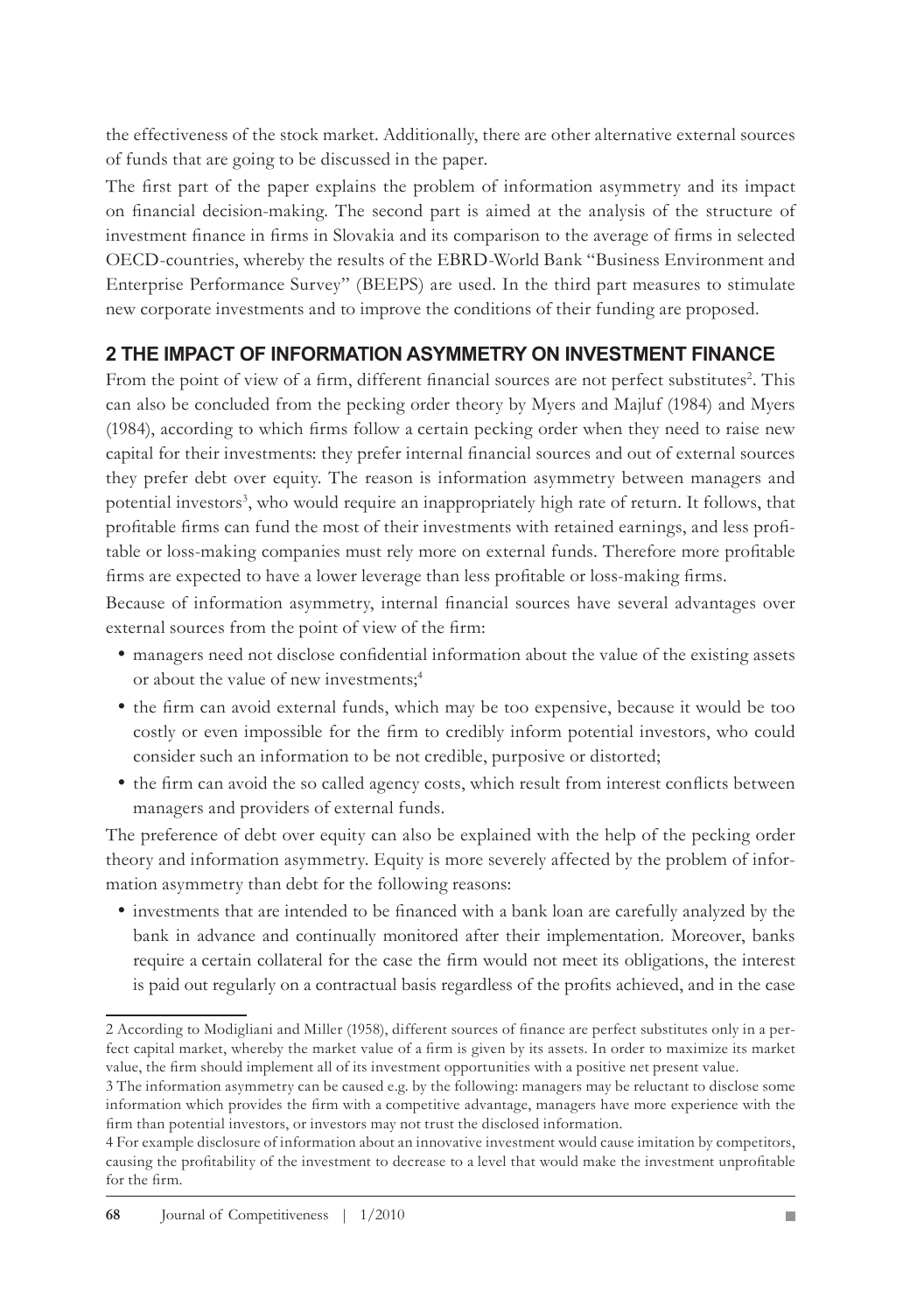the effectiveness of the stock market. Additionally, there are other alternative external sources of funds that are going to be discussed in the paper.

The first part of the paper explains the problem of information asymmetry and its impact on financial decision-making. The second part is aimed at the analysis of the structure of investment finance in firms in Slovakia and its comparison to the average of firms in selected OECD-countries, whereby the results of the EBRD-World Bank "Business Environment and Enterprise Performance Survey" (BEEPS) are used. In the third part measures to stimulate new corporate investments and to improve the conditions of their funding are proposed.

## 2 THE IMPACT OF INFORMATION ASYMMETRY ON INVESTMENT FINANCE

From the point of view of a firm, different financial sources are not perfect substitutes[2]. This can also be concluded from the pecking order theory by Myers and Majluf (1984) and Myers (1984), according to which firms follow a certain pecking order when they need to raise new capital for their investments: they prefer internal financial sources and out of external sources they prefer debt over equity. The reason is information asymmetry between managers and potential investors[3], who would require an inappropriately high rate of return. It follows, that profitable firms can fund the most of their investments with retained earnings, and less profitable or loss-making companies must rely more on external funds. Therefore more profitable firms are expected to have a lower leverage than less profitable or loss-making firms.

Because of information asymmetry, internal financial sources have several advantages over external sources from the point of view of the firm:

- managers need not disclose confidential information about the value of the existing assets or about the value of new investments;[4]
- the firm can avoid external funds, which may be too expensive, because it would be too costly or even impossible for the firm to credibly inform potential investors, who could consider such an information to be not credible, purposive or distorted;
- the firm can avoid the so called agency costs, which result from interest conflicts between managers and providers of external funds.

The preference of debt over equity can also be explained with the help of the pecking order theory and information asymmetry. Equity is more severely affected by the problem of information asymmetry than debt for the following reasons:

- investments that are intended to be financed with a bank loan are carefully analyzed by the bank in advance and continually monitored after their implementation. Moreover, banks require a certain collateral for the case the firm would not meet its obligations, the interest is paid out regularly on a contractual basis regardless of the profits achieved, and in the case

---

2 According to Modigliani and Miller (1958), different sources of finance are perfect substitutes only in a perfect capital market, whereby the market value of a firm is given by its assets. In order to maximize its market value, the firm should implement all of its investment opportunities with a positive net present value.

3 The information asymmetry can be caused e.g. by the following: managers may be reluctant to disclose some information which provides the firm with a competitive advantage, managers have more experience with the firm than potential investors, or investors may not trust the disclosed information.

4 For example disclosure of information about an innovative investment would cause imitation by competitors, causing the profitability of the investment to decrease to a level that would make the investment unprofitable for the firm.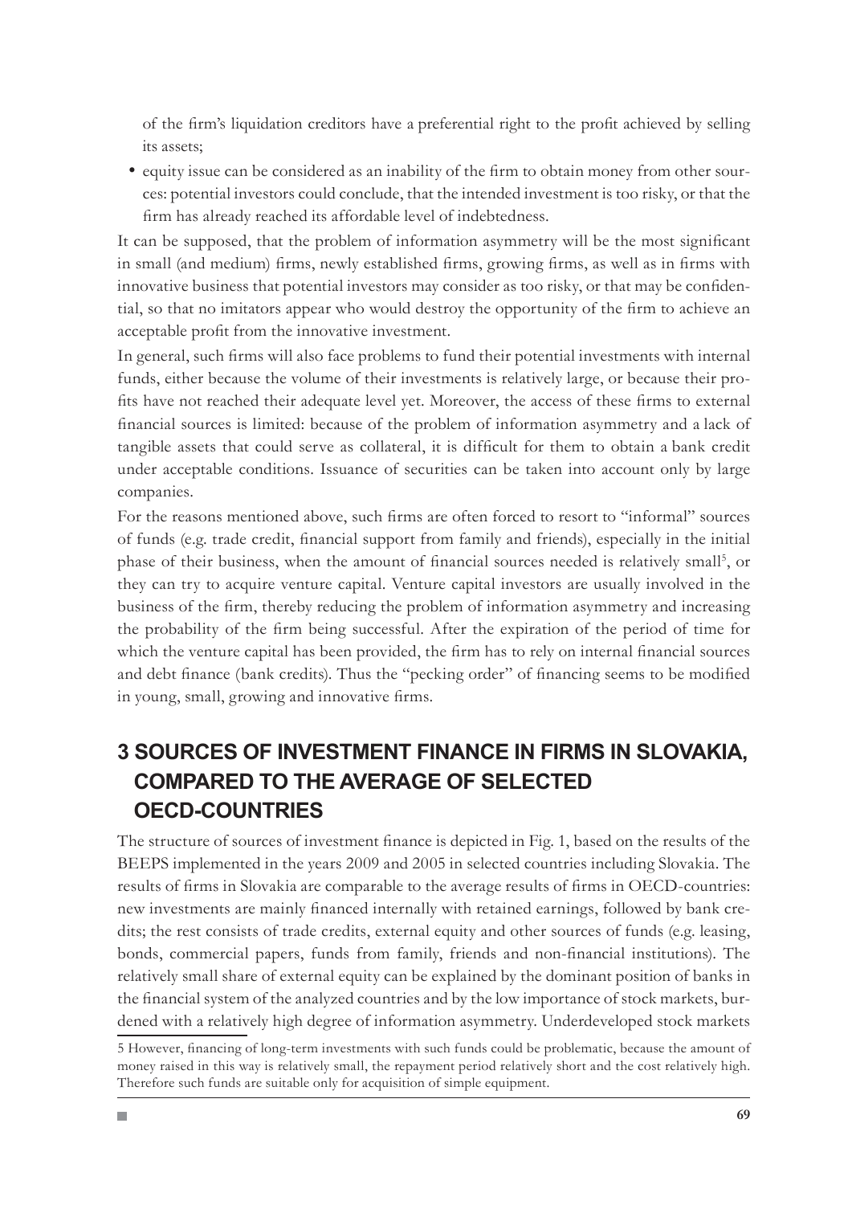of the firm's liquidation creditors have a preferential right to the profit achieved by selling its assets;

- equity issue can be considered as an inability of the firm to obtain money from other sources: potential investors could conclude, that the intended investment is too risky, or that the firm has already reached its affordable level of indebtedness.

It can be supposed, that the problem of information asymmetry will be the most significant in small (and medium) firms, newly established firms, growing firms, as well as in firms with innovative business that potential investors may consider as too risky, or that may be confidential, so that no imitators appear who would destroy the opportunity of the firm to achieve an acceptable profit from the innovative investment.

In general, such firms will also face problems to fund their potential investments with internal funds, either because the volume of their investments is relatively large, or because their profits have not reached their adequate level yet. Moreover, the access of these firms to external financial sources is limited: because of the problem of information asymmetry and a lack of tangible assets that could serve as collateral, it is difficult for them to obtain a bank credit under acceptable conditions. Issuance of securities can be taken into account only by large companies.

For the reasons mentioned above, such firms are often forced to resort to "informal" sources of funds (e.g. trade credit, financial support from family and friends), especially in the initial phase of their business, when the amount of financial sources needed is relatively small[5], or they can try to acquire venture capital. Venture capital investors are usually involved in the business of the firm, thereby reducing the problem of information asymmetry and increasing the probability of the firm being successful. After the expiration of the period of time for which the venture capital has been provided, the firm has to rely on internal financial sources and debt finance (bank credits). Thus the "pecking order" of financing seems to be modified in young, small, growing and innovative firms.

## 3 SOURCES OF INVESTMENT FINANCE IN FIRMS IN SLOVAKIA, COMPARED TO THE AVERAGE OF SELECTED OECD-COUNTRIES

The structure of sources of investment finance is depicted in Fig. 1, based on the results of the BEEPS implemented in the years 2009 and 2005 in selected countries including Slovakia. The results of firms in Slovakia are comparable to the average results of firms in OECD-countries: new investments are mainly financed internally with retained earnings, followed by bank credits; the rest consists of trade credits, external equity and other sources of funds (e.g. leasing, bonds, commercial papers, funds from family, friends and non-financial institutions). The relatively small share of external equity can be explained by the dominant position of banks in the financial system of the analyzed countries and by the low importance of stock markets, burdened with a relatively high degree of information asymmetry. Underdeveloped stock markets

5 However, financing of long-term investments with such funds could be problematic, because the amount of money raised in this way is relatively small, the repayment period relatively short and the cost relatively high. Therefore such funds are suitable only for acquisition of simple equipment.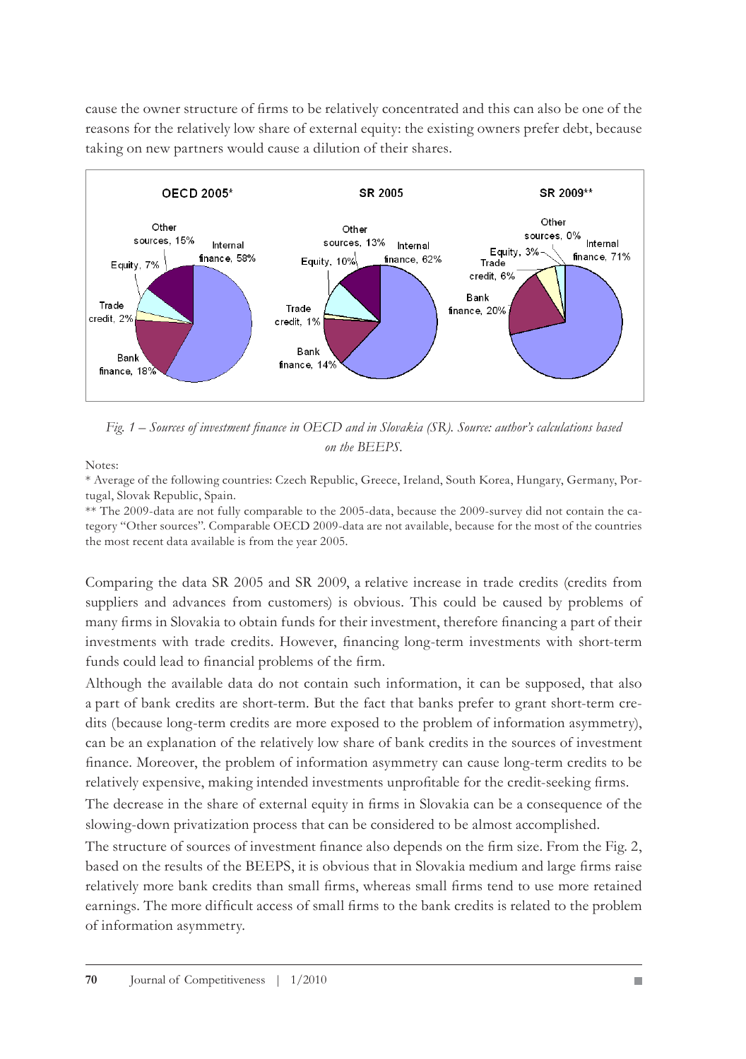cause the owner structure of firms to be relatively concentrated and this can also be one of the reasons for the relatively low share of external equity: the existing owners prefer debt, because taking on new partners would cause a dilution of their shares.

| Source | OECD 2005* | SR 2005 | SR 2009** |
|---|---|---|---|
| Internal finance | 58% | 62% | 71% |
| Bank finance | 18% | 14% | 20% |
| Trade credit | 2% | 1% | 6% |
| Equity | 7% | 10% | 3% |
| Other sources | 15% | 13% | 0% |

*Fig. 1 – Sources of investment finance in OECD and in Slovakia (SR). Source: author's calculations based on the BEEPS.*

Notes:

\* Average of the following countries: Czech Republic, Greece, Ireland, South Korea, Hungary, Germany, Portugal, Slovak Republic, Spain.

\*\* The 2009-data are not fully comparable to the 2005-data, because the 2009-survey did not contain the category "Other sources". Comparable OECD 2009-data are not available, because for the most of the countries the most recent data available is from the year 2005.

Comparing the data SR 2005 and SR 2009, a relative increase in trade credits (credits from suppliers and advances from customers) is obvious. This could be caused by problems of many firms in Slovakia to obtain funds for their investment, therefore financing a part of their investments with trade credits. However, financing long-term investments with short-term funds could lead to financial problems of the firm.

Although the available data do not contain such information, it can be supposed, that also a part of bank credits are short-term. But the fact that banks prefer to grant short-term credits (because long-term credits are more exposed to the problem of information asymmetry), can be an explanation of the relatively low share of bank credits in the sources of investment finance. Moreover, the problem of information asymmetry can cause long-term credits to be relatively expensive, making intended investments unprofitable for the credit-seeking firms.

The decrease in the share of external equity in firms in Slovakia can be a consequence of the slowing-down privatization process that can be considered to be almost accomplished.

The structure of sources of investment finance also depends on the firm size. From the Fig. 2, based on the results of the BEEPS, it is obvious that in Slovakia medium and large firms raise relatively more bank credits than small firms, whereas small firms tend to use more retained earnings. The more difficult access of small firms to the bank credits is related to the problem of information asymmetry.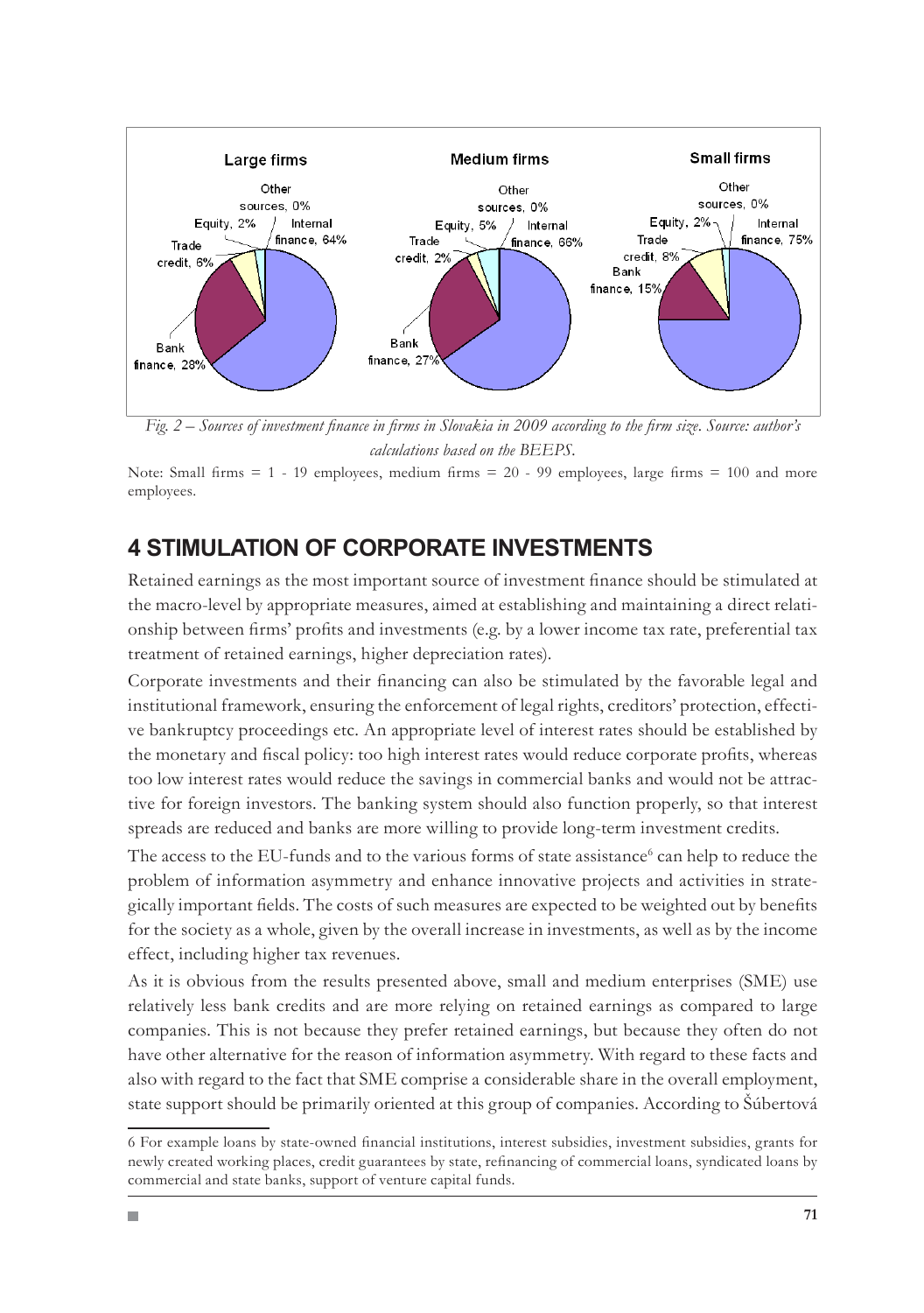Fig. 2 – Sources of investment finance in firms in Slovakia in 2009 according to the firm size. Source: author's calculations based on the BEEPS.

Note: Small firms = 1 - 19 employees, medium firms = 20 - 99 employees, large firms = 100 and more employees.

## 4 STIMULATION OF CORPORATE INVESTMENTS

Retained earnings as the most important source of investment finance should be stimulated at the macro-level by appropriate measures, aimed at establishing and maintaining a direct relationship between firms' profits and investments (e.g. by a lower income tax rate, preferential tax treatment of retained earnings, higher depreciation rates).

Corporate investments and their financing can also be stimulated by the favorable legal and institutional framework, ensuring the enforcement of legal rights, creditors' protection, effective bankruptcy proceedings etc. An appropriate level of interest rates should be established by the monetary and fiscal policy: too high interest rates would reduce corporate profits, whereas too low interest rates would reduce the savings in commercial banks and would not be attractive for foreign investors. The banking system should also function properly, so that interest spreads are reduced and banks are more willing to provide long-term investment credits.

The access to the EU-funds and to the various forms of state assistance[6] can help to reduce the problem of information asymmetry and enhance innovative projects and activities in strategically important fields. The costs of such measures are expected to be weighted out by benefits for the society as a whole, given by the overall increase in investments, as well as by the income effect, including higher tax revenues.

As it is obvious from the results presented above, small and medium enterprises (SME) use relatively less bank credits and are more relying on retained earnings as compared to large companies. This is not because they prefer retained earnings, but because they often do not have other alternative for the reason of information asymmetry. With regard to these facts and also with regard to the fact that SME comprise a considerable share in the overall employment, state support should be primarily oriented at this group of companies. According to Šúbertová

6 For example loans by state-owned financial institutions, interest subsidies, investment subsidies, grants for newly created working places, credit guarantees by state, refinancing of commercial loans, syndicated loans by commercial and state banks, support of venture capital funds.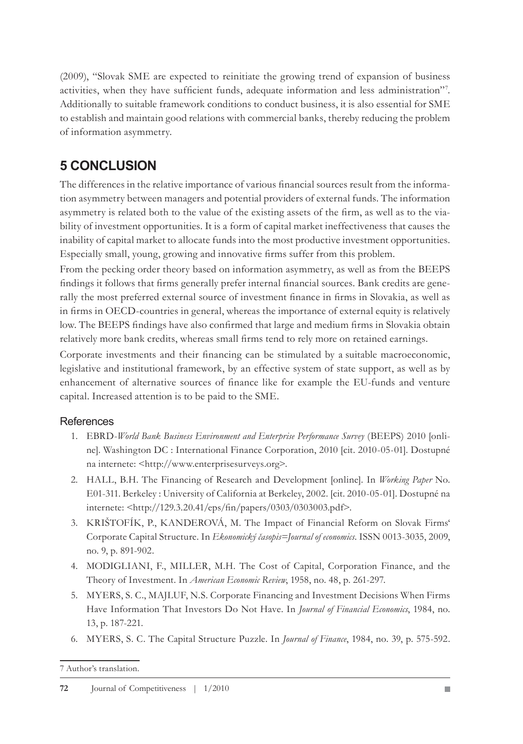(2009), "Slovak SME are expected to reinitiate the growing trend of expansion of business activities, when they have sufficient funds, adequate information and less administration"[7]. Additionally to suitable framework conditions to conduct business, it is also essential for SME to establish and maintain good relations with commercial banks, thereby reducing the problem of information asymmetry.

## 5 CONCLUSION

The differences in the relative importance of various financial sources result from the information asymmetry between managers and potential providers of external funds. The information asymmetry is related both to the value of the existing assets of the firm, as well as to the viability of investment opportunities. It is a form of capital market ineffectiveness that causes the inability of capital market to allocate funds into the most productive investment opportunities. Especially small, young, growing and innovative firms suffer from this problem.

From the pecking order theory based on information asymmetry, as well as from the BEEPS findings it follows that firms generally prefer internal financial sources. Bank credits are generally the most preferred external source of investment finance in firms in Slovakia, as well as in firms in OECD-countries in general, whereas the importance of external equity is relatively low. The BEEPS findings have also confirmed that large and medium firms in Slovakia obtain relatively more bank credits, whereas small firms tend to rely more on retained earnings.

Corporate investments and their financing can be stimulated by a suitable macroeconomic, legislative and institutional framework, by an effective system of state support, as well as by enhancement of alternative sources of finance like for example the EU-funds and venture capital. Increased attention is to be paid to the SME.

### References

1. EBRD-*World Bank Business Environment and Enterprise Performance Survey* (BEEPS) 2010 [online]. Washington DC : International Finance Corporation, 2010 [cit. 2010-05-01]. Dostupné na internete: <http://www.enterprisesurveys.org>.
2. HALL, B.H. The Financing of Research and Development [online]. In *Working Paper* No. E01-311. Berkeley : University of California at Berkeley, 2002. [cit. 2010-05-01]. Dostupné na internete: <http://129.3.20.41/eps/fin/papers/0303/0303003.pdf>.
3. KRIŠTOFÍK, P., KANDEROVÁ, M. The Impact of Financial Reform on Slovak Firms' Corporate Capital Structure. In *Ekonomický časopis=Journal of economics*. ISSN 0013-3035, 2009, no. 9, p. 891-902.
4. MODIGLIANI, F., MILLER, M.H. The Cost of Capital, Corporation Finance, and the Theory of Investment. In *American Economic Review*, 1958, no. 48, p. 261-297.
5. MYERS, S. C., MAJLUF, N.S. Corporate Financing and Investment Decisions When Firms Have Information That Investors Do Not Have. In *Journal of Financial Economics*, 1984, no. 13, p. 187-221.
6. MYERS, S. C. The Capital Structure Puzzle. In *Journal of Finance*, 1984, no. 39, p. 575-592.

7 Author's translation.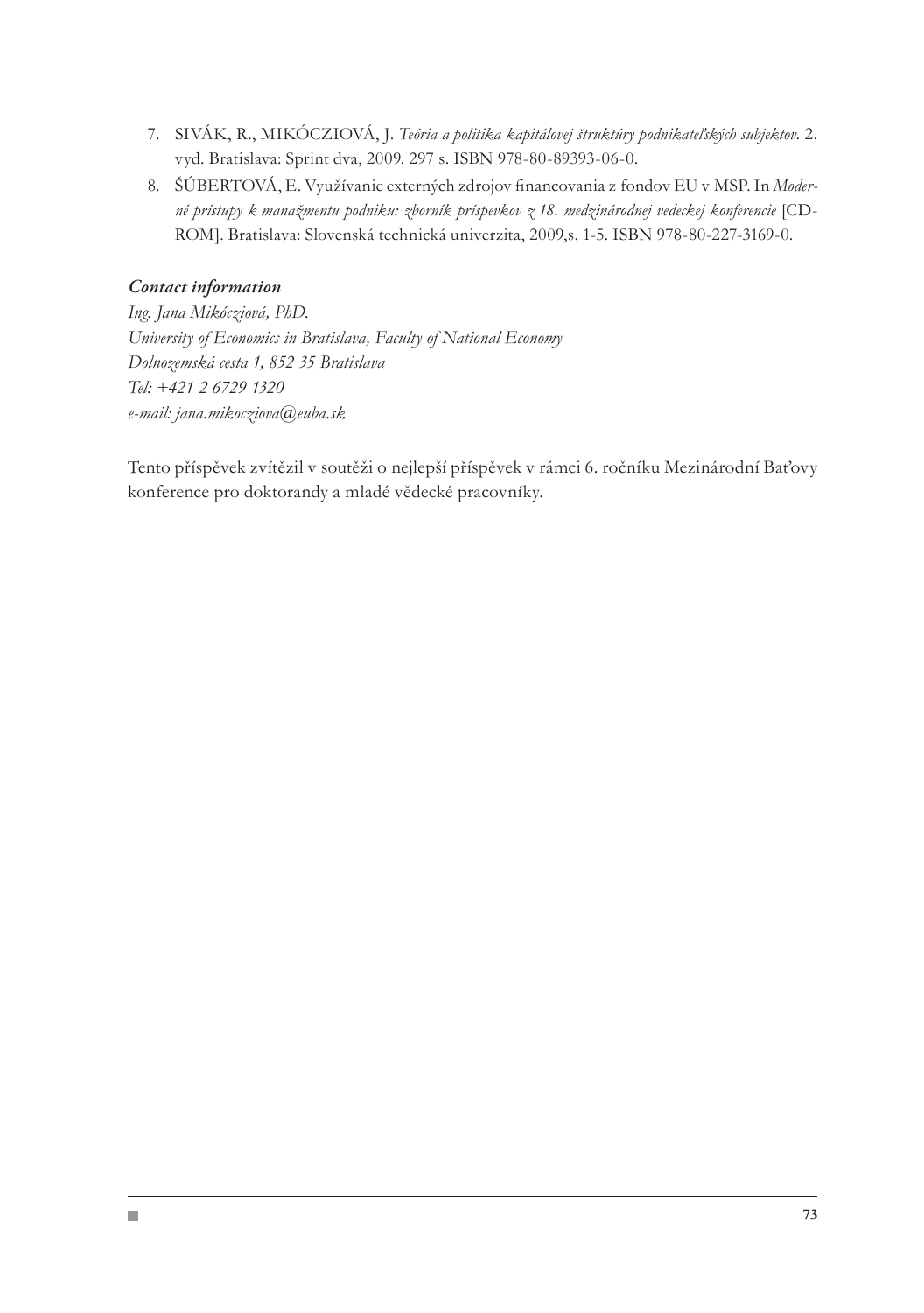7. SIVÁK, R., MIKÓCZIOVÁ, J. *Teória a politika kapitálovej štruktúry podnikateľských subjektov.* 2. vyd. Bratislava: Sprint dva, 2009. 297 s. ISBN 978-80-89393-06-0.
8. ŠÚBERTOVÁ, E. Využívanie externých zdrojov financovania z fondov EU v MSP. In *Moderné prístupy k manažmentu podniku: zborník príspevkov z 18. medzinárodnej vedeckej konferencie* [CD-ROM]. Bratislava: Slovenská technická univerzita, 2009,s. 1-5. ISBN 978-80-227-3169-0.

***Contact information***

*Ing. Jana Mikócziová, PhD.*
*University of Economics in Bratislava, Faculty of National Economy*
*Dolnozemská cesta 1, 852 35 Bratislava*
*Tel: +421 2 6729 1320*
*e-mail: jana.mikocziova@euba.sk*

Tento příspěvek zvítězil v soutěži o nejlepší příspěvek v rámci 6. ročníku Mezinárodní Baťovy konference pro doktorandy a mladé vědecké pracovníky.